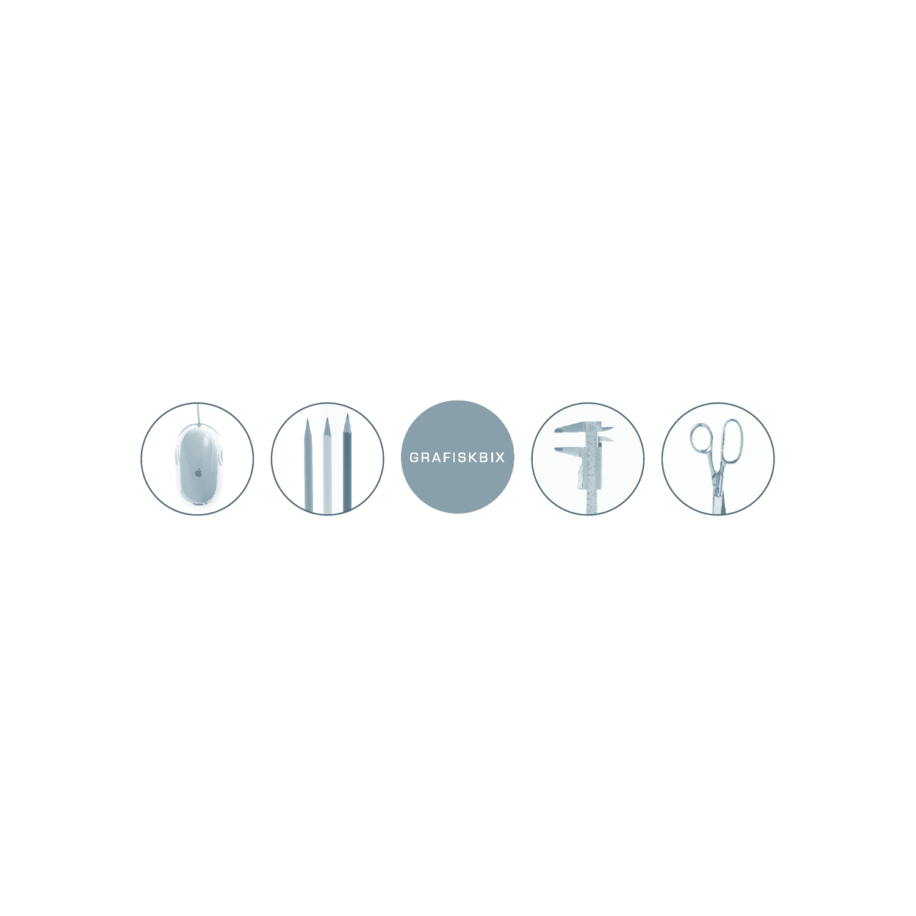GRAFISKBIX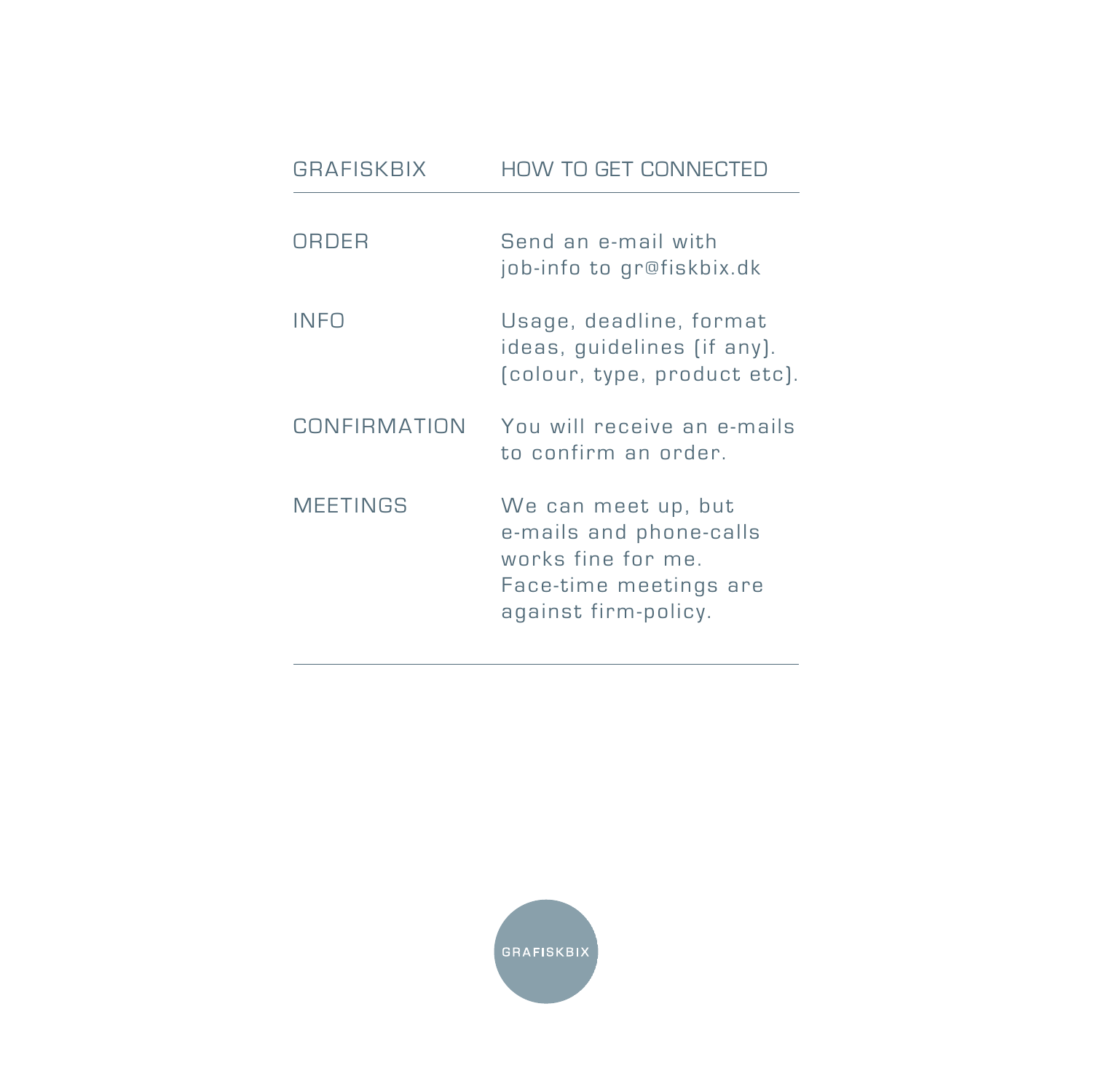| GRAFISKBIX | HOW TO GET CONNECTED |
| --- | --- |
| ORDER | Send an e-mail with job-info to gr@fiskbix.dk |
| INFO | Usage, deadline, format ideas, guidelines (if any). (colour, type, product etc). |
| CONFIRMATION | You will receive an e-mails to confirm an order. |
| MEETINGS | We can meet up, but e-mails and phone-calls works fine for me. Face-time meetings are against firm-policy. |

GRAFISKBIX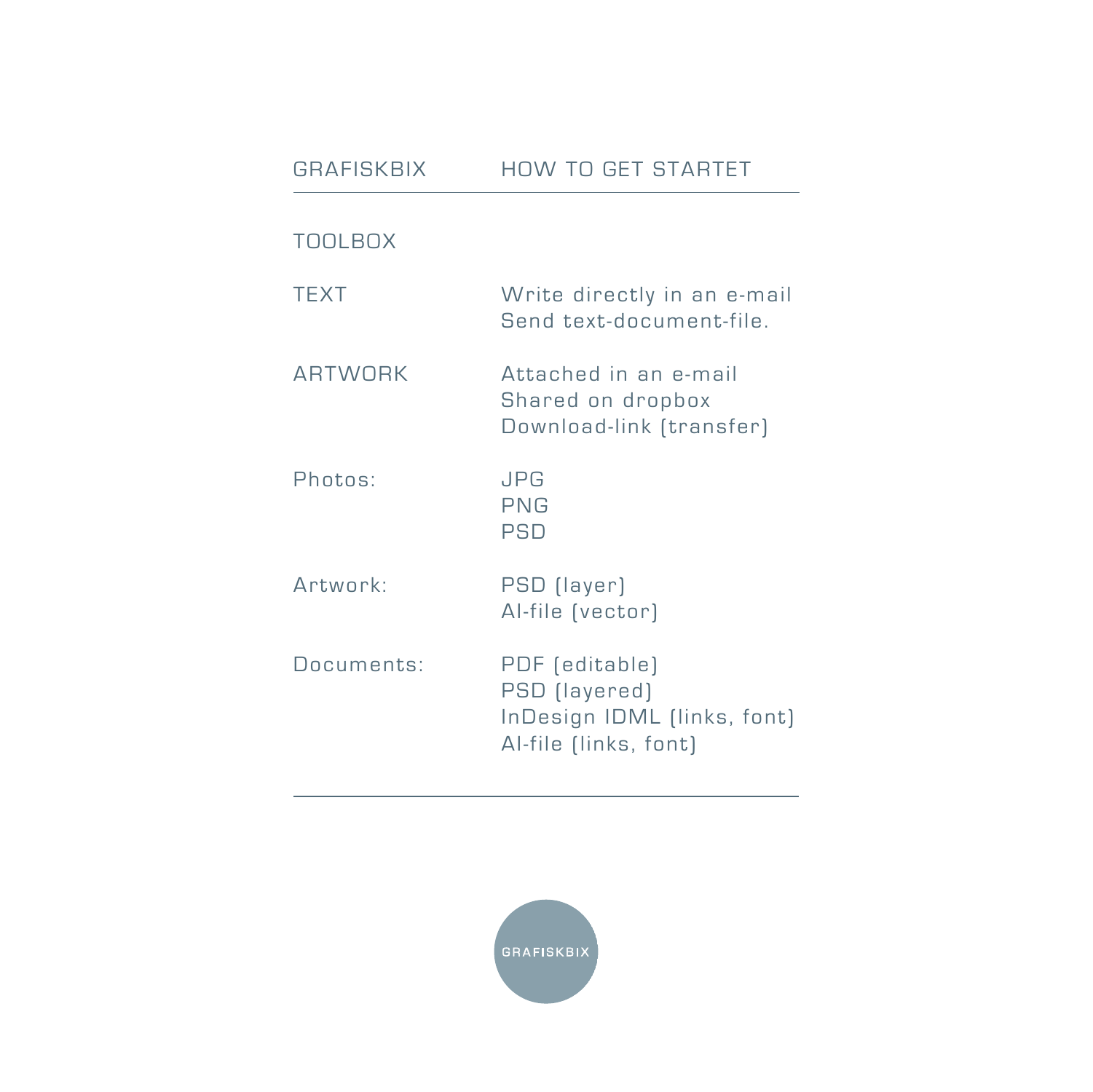GRAFISKBIX — HOW TO GET STARTET

## TOOLBOX

| | |
|---|---|
| TEXT | Write directly in an e-mail<br>Send text-document-file. |
| ARTWORK | Attached in an e-mail<br>Shared on dropbox<br>Download-link (transfer) |
| Photos: | JPG<br>PNG<br>PSD |
| Artwork: | PSD (layer)<br>AI-file (vector) |
| Documents: | PDF (editable)<br>PSD (layered)<br>InDesign IDML (links, font)<br>AI-file (links, font) |

GRAFISKBIX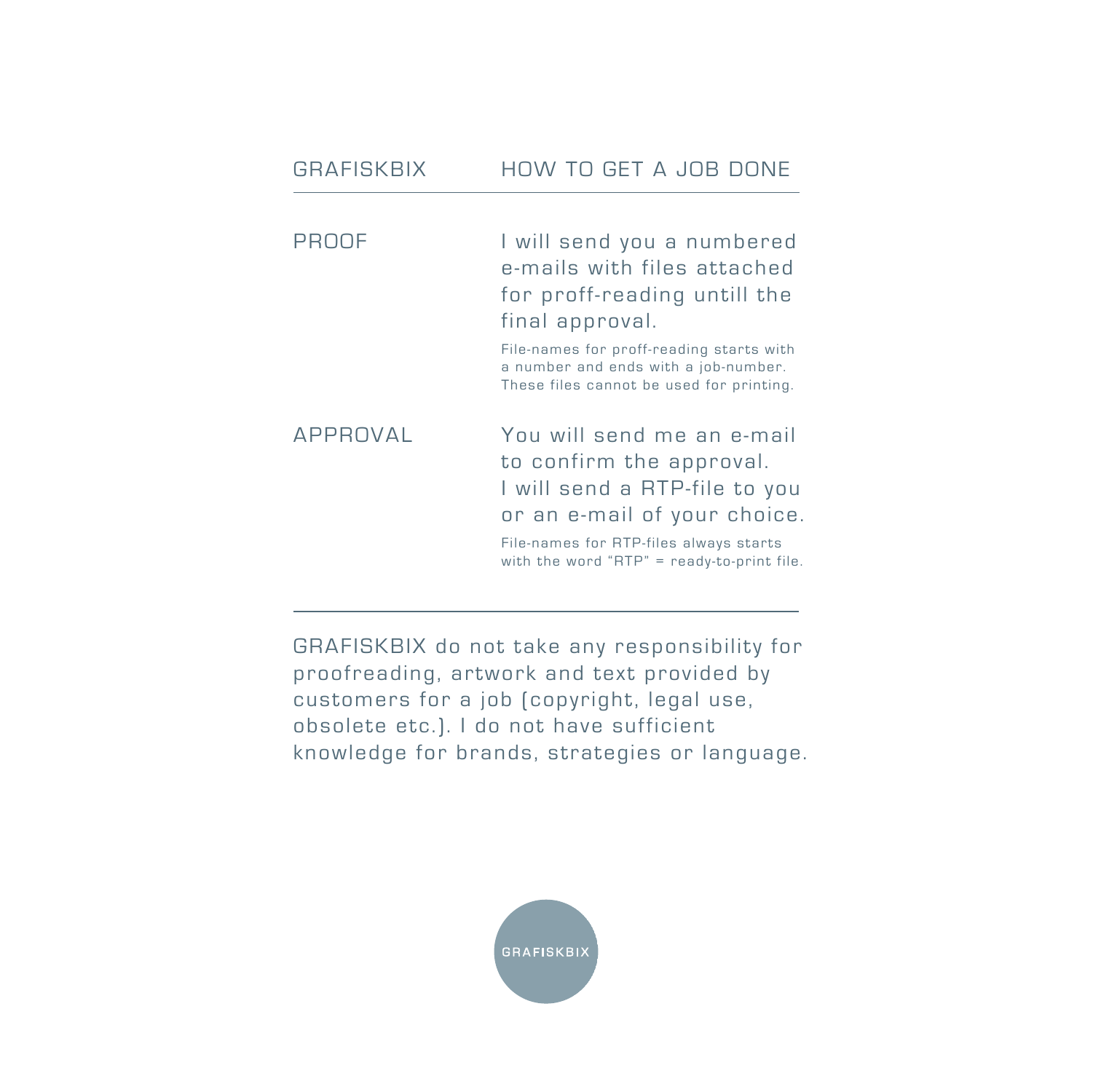## GRAFISKBIX — HOW TO GET A JOB DONE

| | |
|---|---|
| PROOF | I will send you a numbered e-mails with files attached for proff-reading untill the final approval.<br><br>File-names for proff-reading starts with a number and ends with a job-number. These files cannot be used for printing. |
| APPROVAL | You will send me an e-mail to confirm the approval. I will send a RTP-file to you or an e-mail of your choice.<br><br>File-names for RTP-files always starts with the word "RTP" = ready-to-print file. |

---

GRAFISKBIX do not take any responsibility for proofreading, artwork and text provided by customers for a job (copyright, legal use, obsolete etc.). I do not have sufficient knowledge for brands, strategies or language.

GRAFISKBIX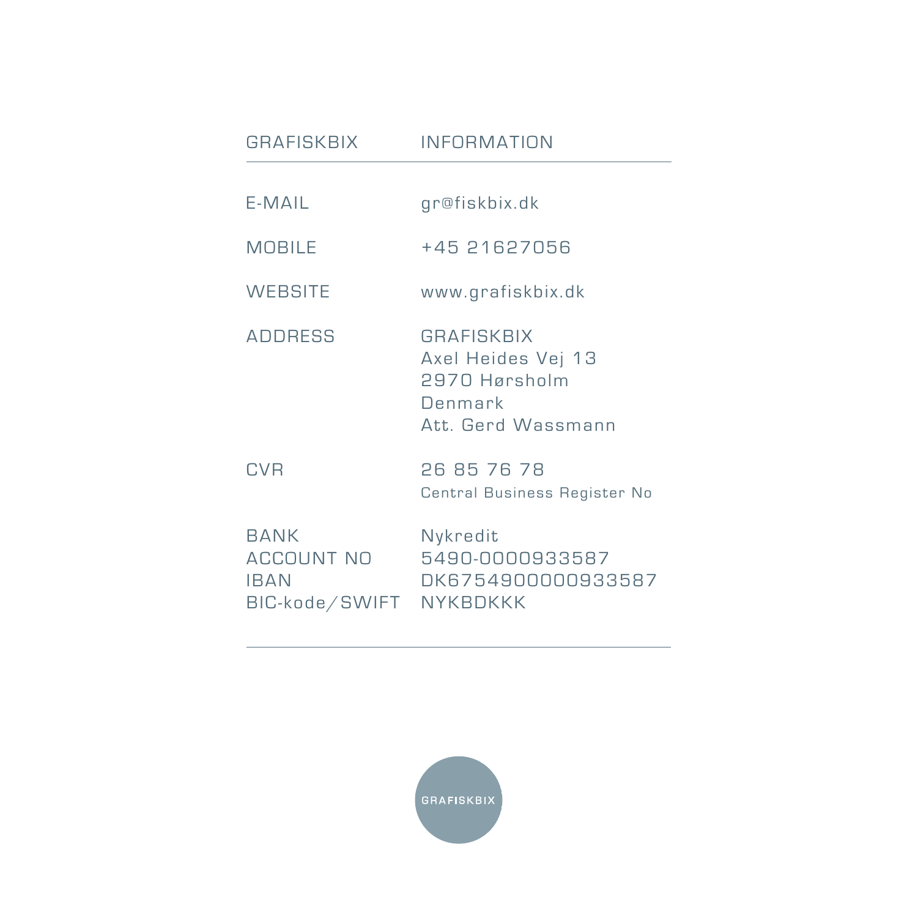| GRAFISKBIX | INFORMATION |
|---|---|
| E-MAIL | gr@fiskbix.dk |
| MOBILE | +45 21627056 |
| WEBSITE | www.grafiskbix.dk |
| ADDRESS | GRAFISKBIX<br>Axel Heides Vej 13<br>2970 Hørsholm<br>Denmark<br>Att. Gerd Wassmann |
| CVR | 26 85 76 78<br>Central Business Register No |
| BANK | Nykredit |
| ACCOUNT NO | 5490-0000933587 |
| IBAN | DK6754900000933587 |
| BIC-kode/SWIFT | NYKBDKKK |

GRAFISKBIX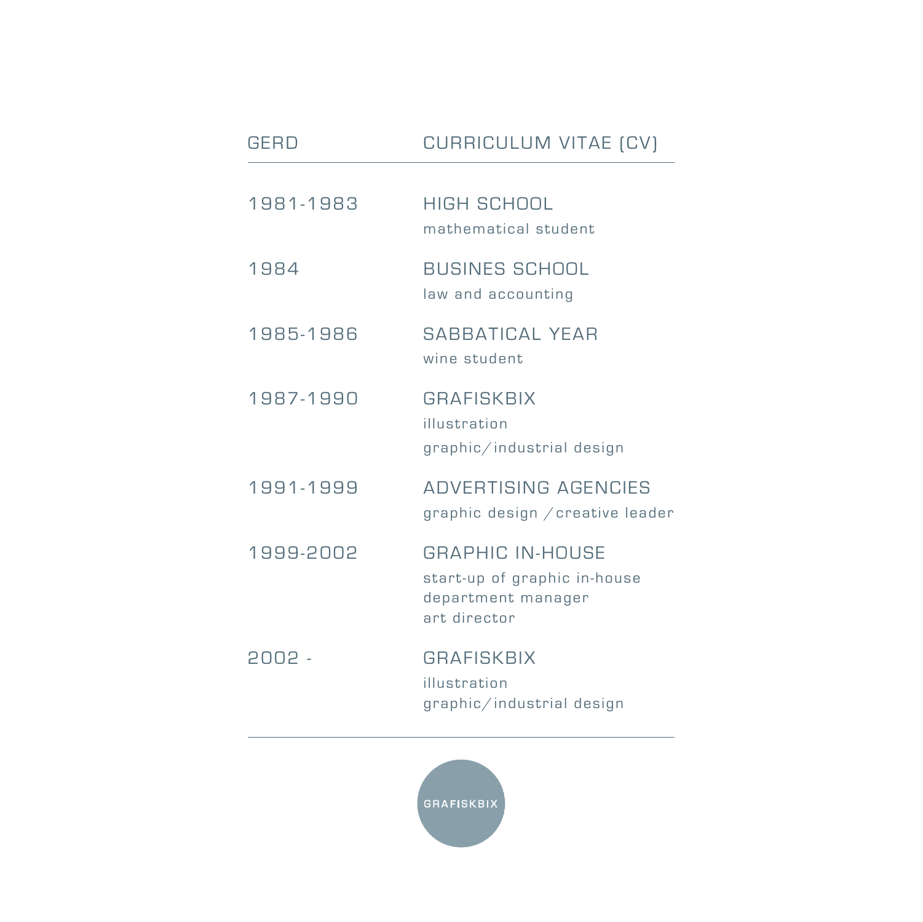| GERD | CURRICULUM VITAE (CV) |
|---|---|
| 1981-1983 | HIGH SCHOOL<br>mathematical student |
| 1984 | BUSINES SCHOOL<br>law and accounting |
| 1985-1986 | SABBATICAL YEAR<br>wine student |
| 1987-1990 | GRAFISKBIX<br>illustration<br>graphic/industrial design |
| 1991-1999 | ADVERTISING AGENCIES<br>graphic design / creative leader |
| 1999-2002 | GRAPHIC IN-HOUSE<br>start-up of graphic in-house<br>department manager<br>art director |
| 2002 - | GRAFISKBIX<br>illustration<br>graphic/industrial design |

GRAFISKBIX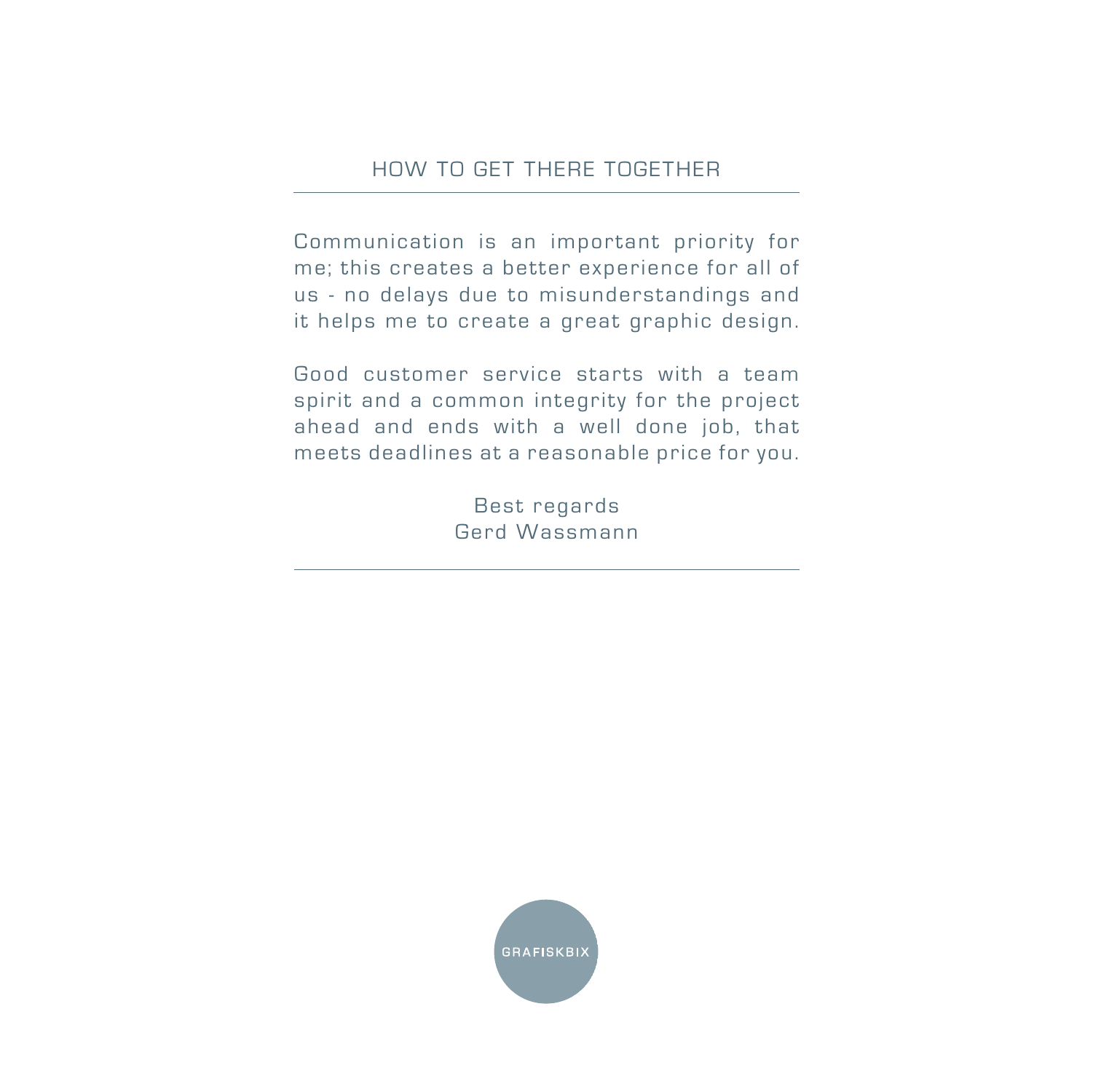## HOW TO GET THERE TOGETHER

Communication is an important priority for me; this creates a better experience for all of us - no delays due to misunderstandings and it helps me to create a great graphic design.

Good customer service starts with a team spirit and a common integrity for the project ahead and ends with a well done job, that meets deadlines at a reasonable price for you.

Best regards
Gerd Wassmann

GRAFISKBIX